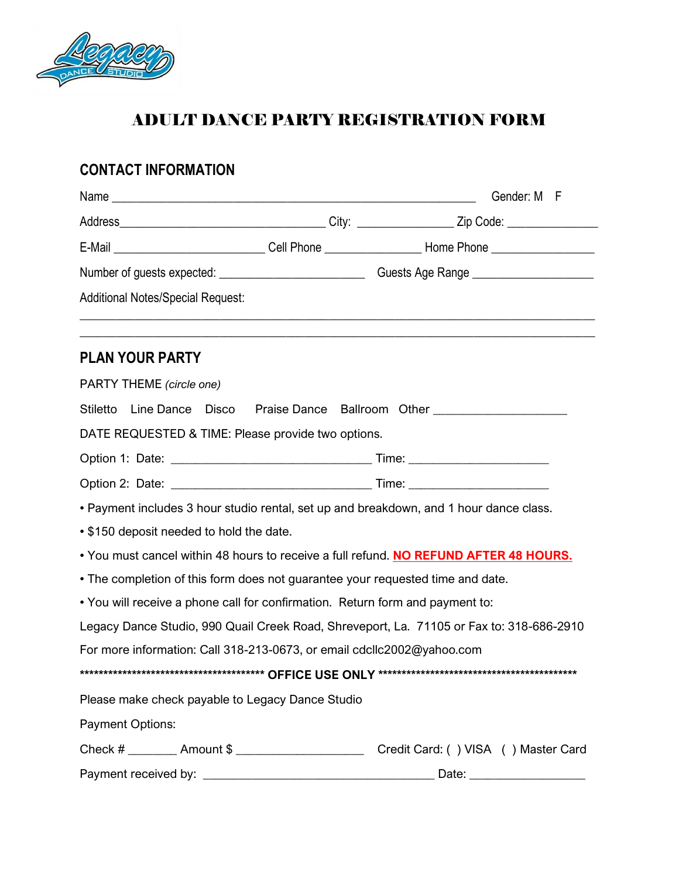# ADULT DANCE PARTY REGISTRATION FORM

## CONTACT INFORMATION

Name ____________________________________________________ Gender: M F

Address______________________________ City: ______________ Zip Code: ______________

E-Mail _______________________ Cell Phone _______________ Home Phone ________________

Number of guests expected: ______________________ Guests Age Range __________________

Additional Notes/Special Request:

_______________________________________________________________________________

_______________________________________________________________________________

## PLAN YOUR PARTY

PARTY THEME *(circle one)*

Stiletto Line Dance Disco Praise Dance Ballroom Other ____________________

DATE REQUESTED & TIME: Please provide two options.

Option 1: Date: ______________________________ Time: _____________________

Option 2: Date: ______________________________ Time: _____________________

- Payment includes 3 hour studio rental, set up and breakdown, and 1 hour dance class.
- $150 deposit needed to hold the date.
- You must cancel within 48 hours to receive a full refund. **NO REFUND AFTER 48 HOURS.**
- The completion of this form does not guarantee your requested time and date.
- You will receive a phone call for confirmation. Return form and payment to:

Legacy Dance Studio, 990 Quail Creek Road, Shreveport, La. 71105 or Fax to: 318-686-2910

For more information: Call 318-213-0673, or email cdcllc2002@yahoo.com

****************************************** **OFFICE USE ONLY** ********************************************

Please make check payable to Legacy Dance Studio

Payment Options:

Check # _______ Amount $ ___________________ Credit Card: ( ) VISA ( ) Master Card

Payment received by: ___________________________________ Date: _________________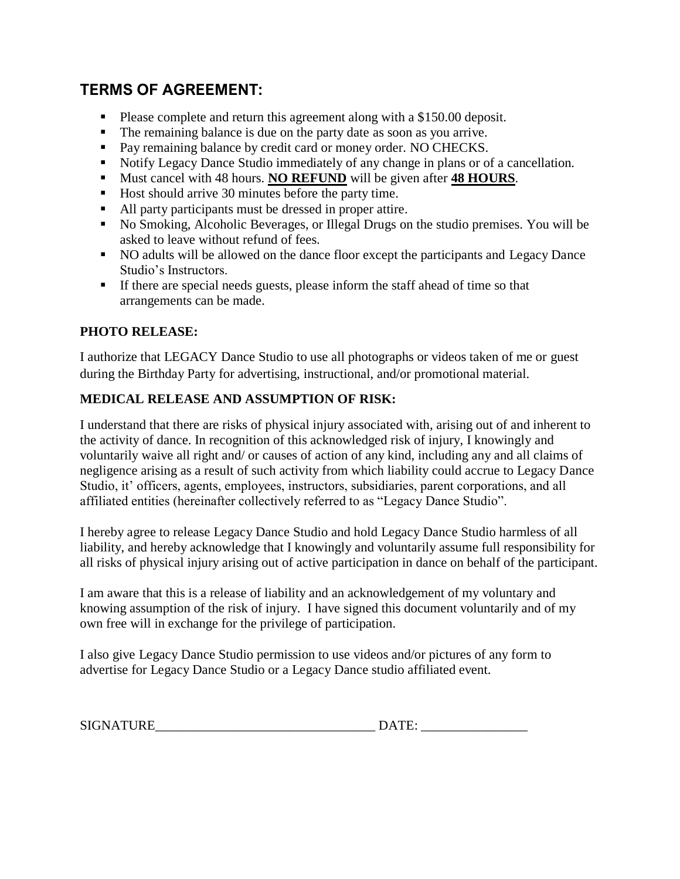## TERMS OF AGREEMENT:

- Please complete and return this agreement along with a $150.00 deposit.
- The remaining balance is due on the party date as soon as you arrive.
- Pay remaining balance by credit card or money order. NO CHECKS.
- Notify Legacy Dance Studio immediately of any change in plans or of a cancellation.
- Must cancel with 48 hours. **NO REFUND** will be given after **48 HOURS**.
- Host should arrive 30 minutes before the party time.
- All party participants must be dressed in proper attire.
- No Smoking, Alcoholic Beverages, or Illegal Drugs on the studio premises. You will be asked to leave without refund of fees.
- NO adults will be allowed on the dance floor except the participants and Legacy Dance Studio's Instructors.
- If there are special needs guests, please inform the staff ahead of time so that arrangements can be made.

**PHOTO RELEASE:**

I authorize that LEGACY Dance Studio to use all photographs or videos taken of me or guest during the Birthday Party for advertising, instructional, and/or promotional material.

**MEDICAL RELEASE AND ASSUMPTION OF RISK:**

I understand that there are risks of physical injury associated with, arising out of and inherent to the activity of dance. In recognition of this acknowledged risk of injury, I knowingly and voluntarily waive all right and/ or causes of action of any kind, including any and all claims of negligence arising as a result of such activity from which liability could accrue to Legacy Dance Studio, it' officers, agents, employees, instructors, subsidiaries, parent corporations, and all affiliated entities (hereinafter collectively referred to as "Legacy Dance Studio".

I hereby agree to release Legacy Dance Studio and hold Legacy Dance Studio harmless of all liability, and hereby acknowledge that I knowingly and voluntarily assume full responsibility for all risks of physical injury arising out of active participation in dance on behalf of the participant.

I am aware that this is a release of liability and an acknowledgement of my voluntary and knowing assumption of the risk of injury. I have signed this document voluntarily and of my own free will in exchange for the privilege of participation.

I also give Legacy Dance Studio permission to use videos and/or pictures of any form to advertise for Legacy Dance Studio or a Legacy Dance studio affiliated event.

SIGNATURE_________________________________ DATE: ________________